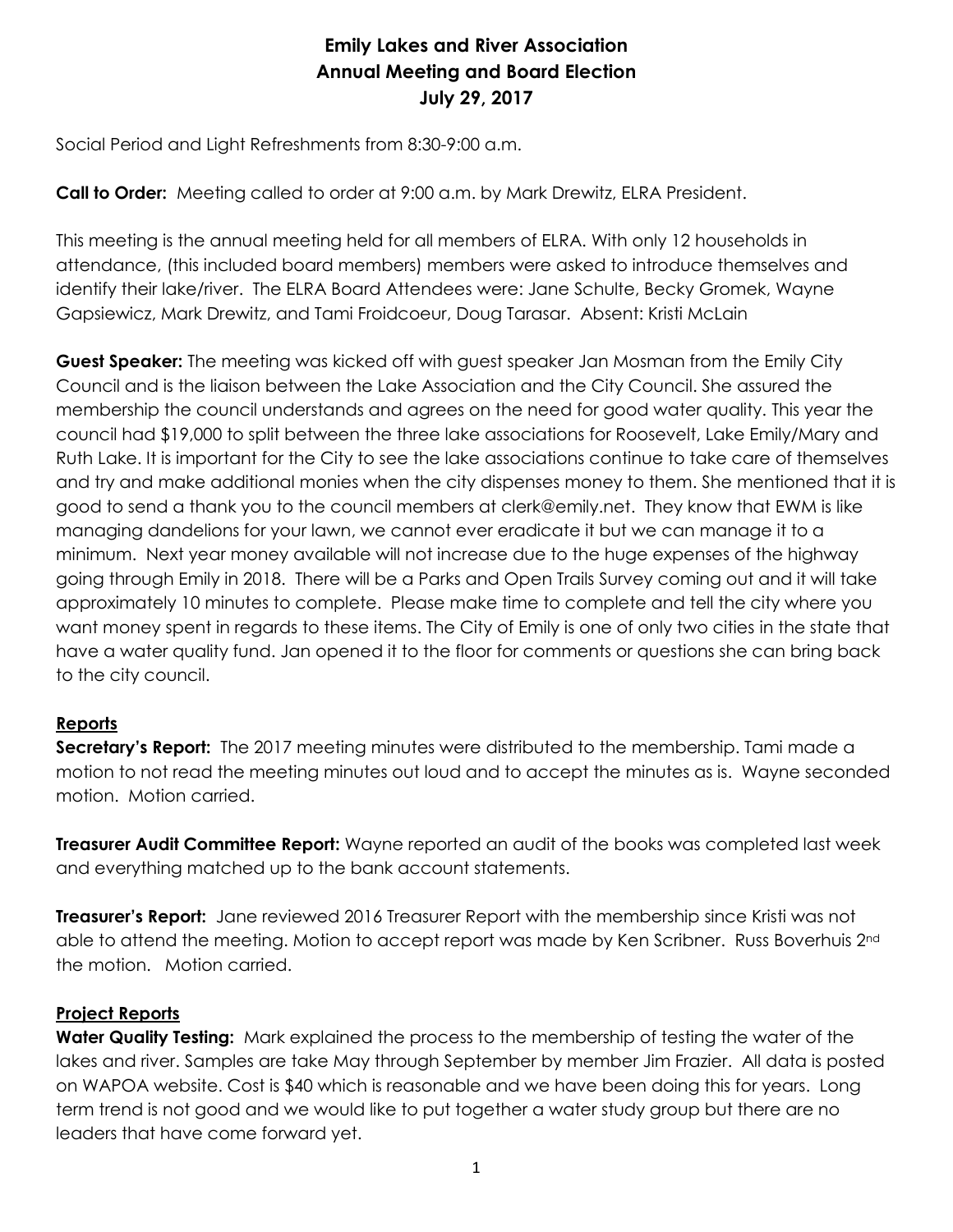# Emily Lakes and River Association
## Annual Meeting and Board Election
### July 29, 2017

Social Period and Light Refreshments from 8:30-9:00 a.m.

**Call to Order:** Meeting called to order at 9:00 a.m. by Mark Drewitz, ELRA President.

This meeting is the annual meeting held for all members of ELRA. With only 12 households in attendance, (this included board members) members were asked to introduce themselves and identify their lake/river. The ELRA Board Attendees were: Jane Schulte, Becky Gromek, Wayne Gapsiewicz, Mark Drewitz, and Tami Froidcoeur, Doug Tarasar. Absent: Kristi McLain

**Guest Speaker:** The meeting was kicked off with guest speaker Jan Mosman from the Emily City Council and is the liaison between the Lake Association and the City Council. She assured the membership the council understands and agrees on the need for good water quality. This year the council had $19,000 to split between the three lake associations for Roosevelt, Lake Emily/Mary and Ruth Lake. It is important for the City to see the lake associations continue to take care of themselves and try and make additional monies when the city dispenses money to them. She mentioned that it is good to send a thank you to the council members at clerk@emily.net. They know that EWM is like managing dandelions for your lawn, we cannot ever eradicate it but we can manage it to a minimum. Next year money available will not increase due to the huge expenses of the highway going through Emily in 2018. There will be a Parks and Open Trails Survey coming out and it will take approximately 10 minutes to complete. Please make time to complete and tell the city where you want money spent in regards to these items. The City of Emily is one of only two cities in the state that have a water quality fund. Jan opened it to the floor for comments or questions she can bring back to the city council.

## Reports

**Secretary's Report:** The 2017 meeting minutes were distributed to the membership. Tami made a motion to not read the meeting minutes out loud and to accept the minutes as is. Wayne seconded motion. Motion carried.

**Treasurer Audit Committee Report:** Wayne reported an audit of the books was completed last week and everything matched up to the bank account statements.

**Treasurer's Report:** Jane reviewed 2016 Treasurer Report with the membership since Kristi was not able to attend the meeting. Motion to accept report was made by Ken Scribner. Russ Boverhuis 2nd the motion. Motion carried.

## Project Reports

**Water Quality Testing:** Mark explained the process to the membership of testing the water of the lakes and river. Samples are take May through September by member Jim Frazier. All data is posted on WAPOA website. Cost is $40 which is reasonable and we have been doing this for years. Long term trend is not good and we would like to put together a water study group but there are no leaders that have come forward yet.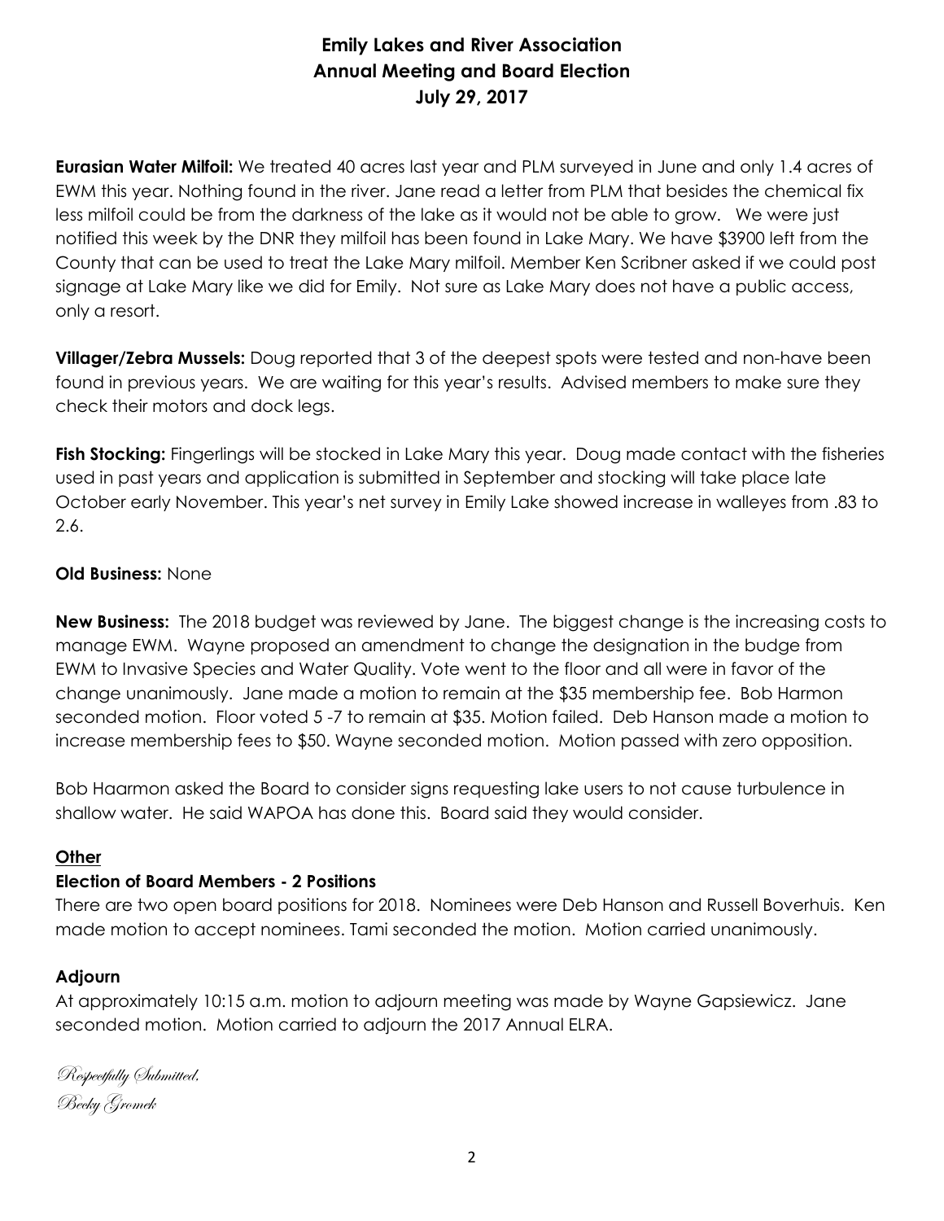# Emily Lakes and River Association
## Annual Meeting and Board Election
## July 29, 2017

**Eurasian Water Milfoil:** We treated 40 acres last year and PLM surveyed in June and only 1.4 acres of EWM this year. Nothing found in the river. Jane read a letter from PLM that besides the chemical fix less milfoil could be from the darkness of the lake as it would not be able to grow. We were just notified this week by the DNR they milfoil has been found in Lake Mary. We have $3900 left from the County that can be used to treat the Lake Mary milfoil. Member Ken Scribner asked if we could post signage at Lake Mary like we did for Emily. Not sure as Lake Mary does not have a public access, only a resort.

**Villager/Zebra Mussels:** Doug reported that 3 of the deepest spots were tested and non-have been found in previous years. We are waiting for this year's results. Advised members to make sure they check their motors and dock legs.

**Fish Stocking:** Fingerlings will be stocked in Lake Mary this year. Doug made contact with the fisheries used in past years and application is submitted in September and stocking will take place late October early November. This year's net survey in Emily Lake showed increase in walleyes from .83 to 2.6.

**Old Business:** None

**New Business:** The 2018 budget was reviewed by Jane. The biggest change is the increasing costs to manage EWM. Wayne proposed an amendment to change the designation in the budge from EWM to Invasive Species and Water Quality. Vote went to the floor and all were in favor of the change unanimously. Jane made a motion to remain at the $35 membership fee. Bob Harmon seconded motion. Floor voted 5 -7 to remain at $35. Motion failed. Deb Hanson made a motion to increase membership fees to $50. Wayne seconded motion. Motion passed with zero opposition.

Bob Haarmon asked the Board to consider signs requesting lake users to not cause turbulence in shallow water. He said WAPOA has done this. Board said they would consider.

### Other

### Election of Board Members - 2 Positions

There are two open board positions for 2018. Nominees were Deb Hanson and Russell Boverhuis. Ken made motion to accept nominees. Tami seconded the motion. Motion carried unanimously.

### Adjourn

At approximately 10:15 a.m. motion to adjourn meeting was made by Wayne Gapsiewicz. Jane seconded motion. Motion carried to adjourn the 2017 Annual ELRA.

*Respectfully Submitted,*
*Becky Gromek*